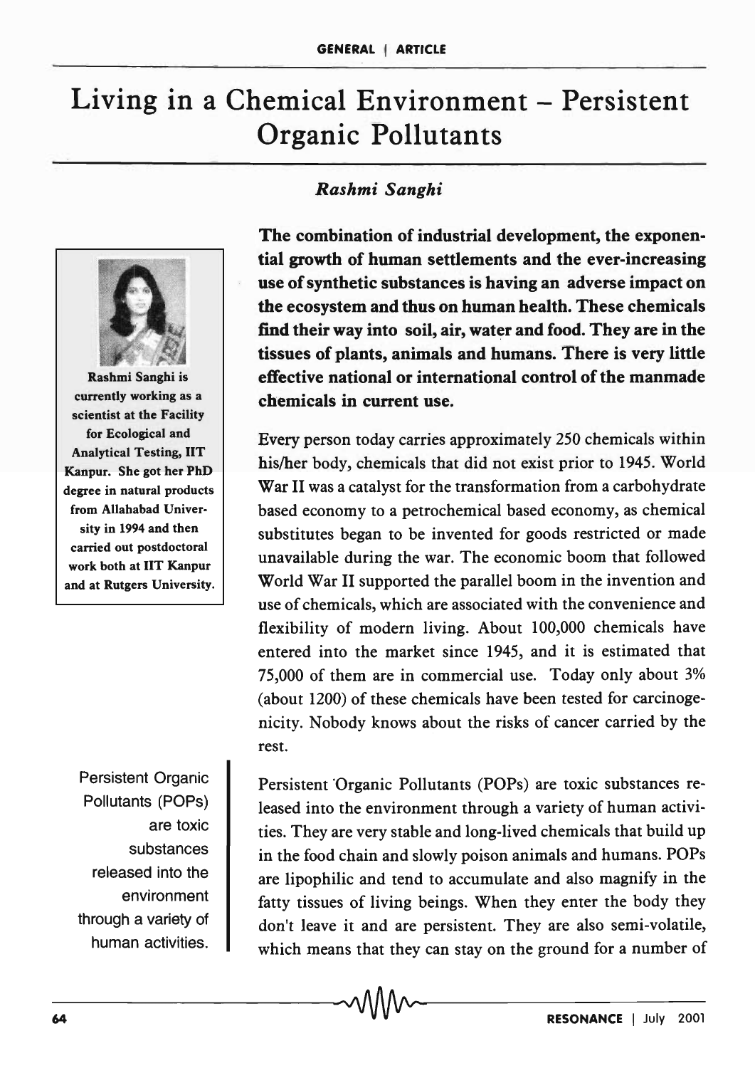# Living in a Chemical Environment – Persistent Organic Pollutants

*Rashmi Sanghi*

Rashmi Sanghi is currently working as a scientist at the Facility for Ecological and Analytical Testing, IIT Kanpur. She got her PhD degree in natural products from Allahabad University in 1994 and then carried out postdoctoral work both at IIT Kanpur and at Rutgers University.

**The combination of industrial development, the exponential growth of human settlements and the ever-increasing use of synthetic substances is having an adverse impact on the ecosystem and thus on human health. These chemicals find their way into soil, air, water and food. They are in the tissues of plants, animals and humans. There is very little effective national or international control of the manmade chemicals in current use.**

Every person today carries approximately 250 chemicals within his/her body, chemicals that did not exist prior to 1945. World War II was a catalyst for the transformation from a carbohydrate based economy to a petrochemical based economy, as chemical substitutes began to be invented for goods restricted or made unavailable during the war. The economic boom that followed World War II supported the parallel boom in the invention and use of chemicals, which are associated with the convenience and flexibility of modern living. About 100,000 chemicals have entered into the market since 1945, and it is estimated that 75,000 of them are in commercial use. Today only about 3% (about 1200) of these chemicals have been tested for carcinogenicity. Nobody knows about the risks of cancer carried by the rest.

Persistent Organic Pollutants (POPs) are toxic substances released into the environment through a variety of human activities.

Persistent Organic Pollutants (POPs) are toxic substances released into the environment through a variety of human activities. They are very stable and long-lived chemicals that build up in the food chain and slowly poison animals and humans. POPs are lipophilic and tend to accumulate and also magnify in the fatty tissues of living beings. When they enter the body they don't leave it and are persistent. They are also semi-volatile, which means that they can stay on the ground for a number of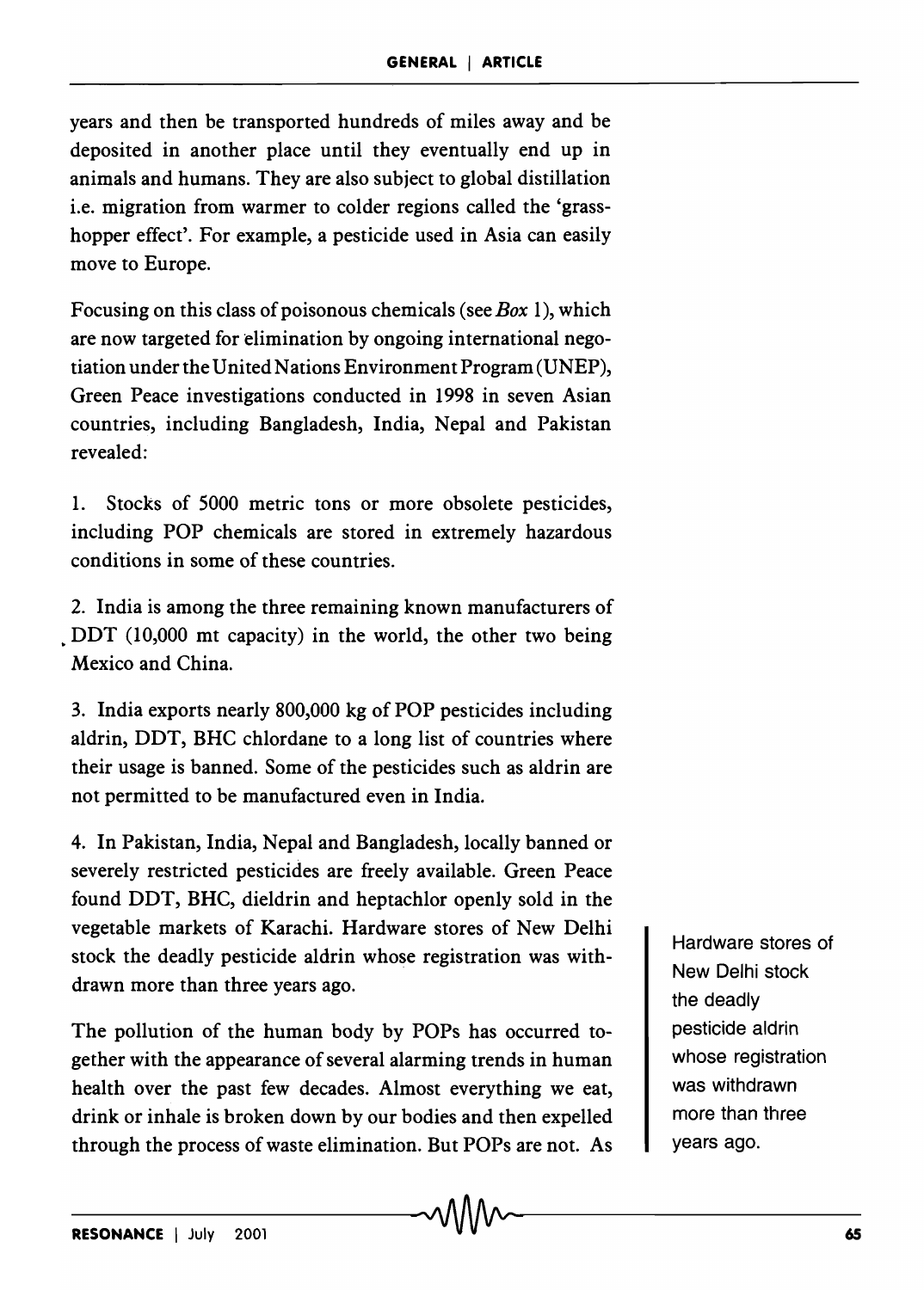years and then be transported hundreds of miles away and be deposited in another place until they eventually end up in animals and humans. They are also subject to global distillation i.e. migration from warmer to colder regions called the 'grass-hopper effect'. For example, a pesticide used in Asia can easily move to Europe.

Focusing on this class of poisonous chemicals (see *Box* 1), which are now targeted for elimination by ongoing international negotiation under the United Nations Environment Program (UNEP), Green Peace investigations conducted in 1998 in seven Asian countries, including Bangladesh, India, Nepal and Pakistan revealed:

1. Stocks of 5000 metric tons or more obsolete pesticides, including POP chemicals are stored in extremely hazardous conditions in some of these countries.

2. India is among the three remaining known manufacturers of DDT (10,000 mt capacity) in the world, the other two being Mexico and China.

3. India exports nearly 800,000 kg of POP pesticides including aldrin, DDT, BHC chlordane to a long list of countries where their usage is banned. Some of the pesticides such as aldrin are not permitted to be manufactured even in India.

4. In Pakistan, India, Nepal and Bangladesh, locally banned or severely restricted pesticides are freely available. Green Peace found DDT, BHC, dieldrin and heptachlor openly sold in the vegetable markets of Karachi. Hardware stores of New Delhi stock the deadly pesticide aldrin whose registration was withdrawn more than three years ago.

The pollution of the human body by POPs has occurred together with the appearance of several alarming trends in human health over the past few decades. Almost everything we eat, drink or inhale is broken down by our bodies and then expelled through the process of waste elimination. But POPs are not. As

Hardware stores of New Delhi stock the deadly pesticide aldrin whose registration was withdrawn more than three years ago.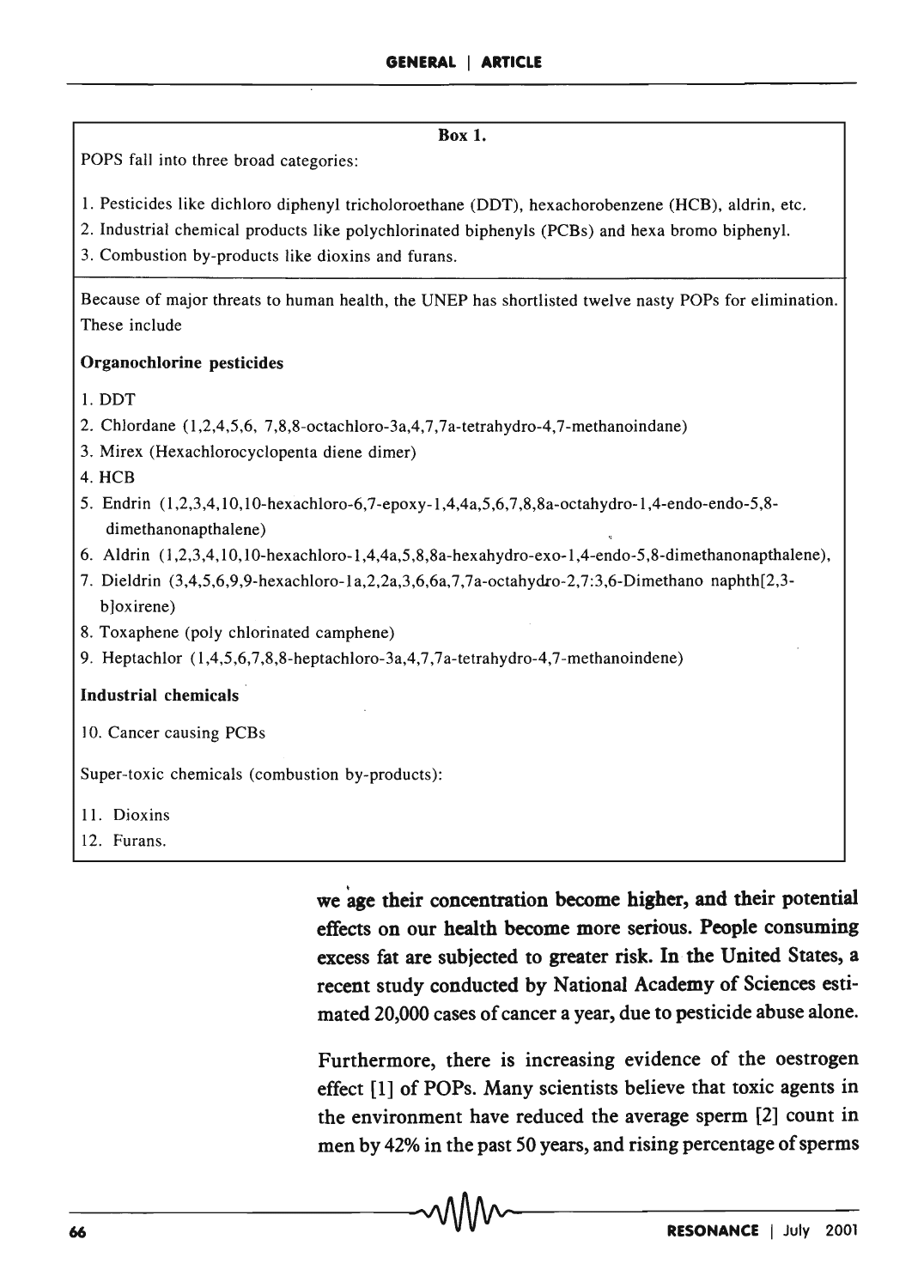**Box 1.**

POPS fall into three broad categories:

1. Pesticides like dichloro diphenyl tricholoroethane (DDT), hexachorobenzene (HCB), aldrin, etc.
2. Industrial chemical products like polychlorinated biphenyls (PCBs) and hexa bromo biphenyl.
3. Combustion by-products like dioxins and furans.

Because of major threats to human health, the UNEP has shortlisted twelve nasty POPs for elimination. These include

**Organochlorine pesticides**

1. DDT
2. Chlordane (1,2,4,5,6, 7,8,8-octachloro-3a,4,7,7a-tetrahydro-4,7-methanoindane)
3. Mirex (Hexachlorocyclopenta diene dimer)
4. HCB
5. Endrin (1,2,3,4,10,10-hexachloro-6,7-epoxy-1,4,4a,5,6,7,8,8a-octahydro-1,4-endo-endo-5,8-dimethanonapthalene)
6. Aldrin (1,2,3,4,10,10-hexachloro-1,4,4a,5,8,8a-hexahydro-exo-1,4-endo-5,8-dimethanonapthalene),
7. Dieldrin (3,4,5,6,9,9-hexachloro-1a,2,2a,3,6,6a,7,7a-octahydro-2,7:3,6-Dimethano naphth[2,3-b]oxirene)
8. Toxaphene (poly chlorinated camphene)
9. Heptachlor (1,4,5,6,7,8,8-heptachloro-3a,4,7,7a-tetrahydro-4,7-methanoindene)

**Industrial chemicals**

10. Cancer causing PCBs

Super-toxic chemicals (combustion by-products):

11. Dioxins
12. Furans.

we age their concentration become higher, and their potential effects on our health become more serious. People consuming excess fat are subjected to greater risk. In the United States, a recent study conducted by National Academy of Sciences estimated 20,000 cases of cancer a year, due to pesticide abuse alone.

Furthermore, there is increasing evidence of the oestrogen effect [1] of POPs. Many scientists believe that toxic agents in the environment have reduced the average sperm [2] count in men by 42% in the past 50 years, and rising percentage of sperms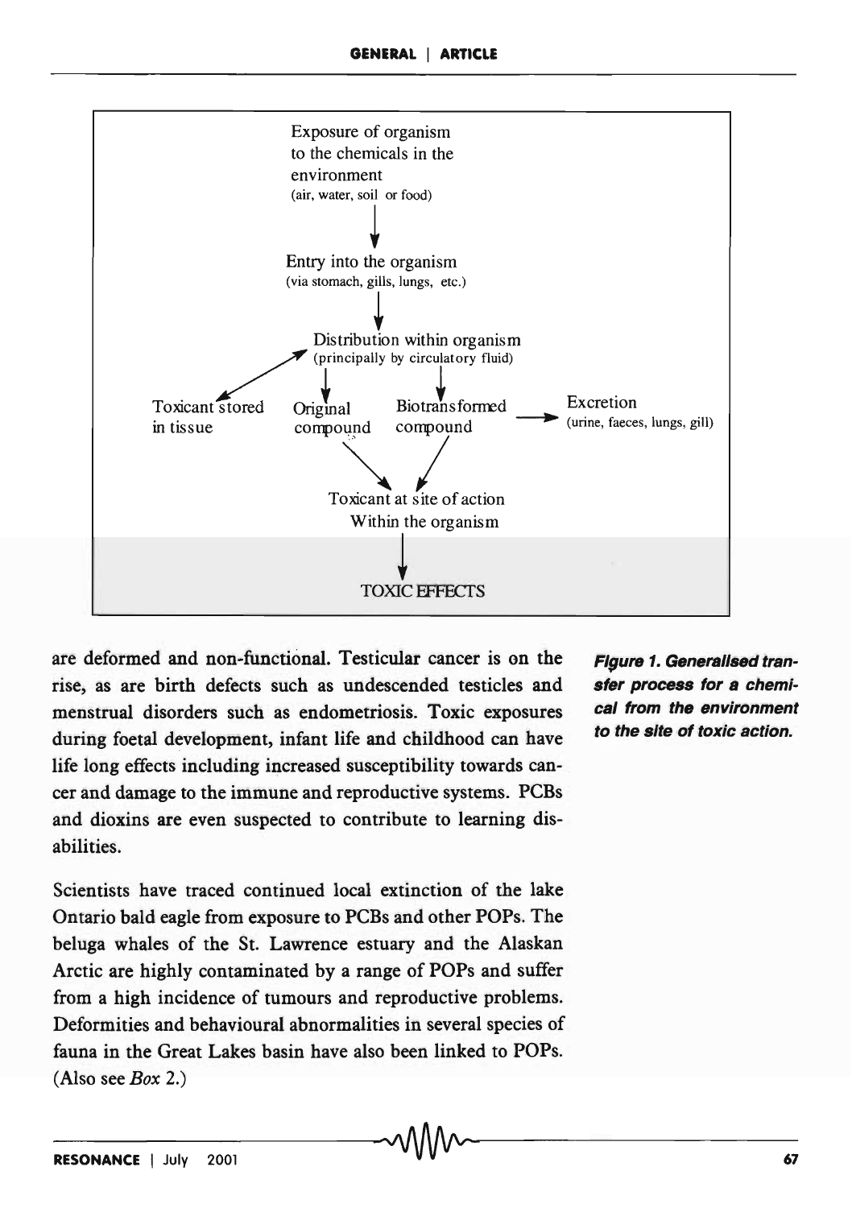Exposure of organism to the chemicals in the environment
(air, water, soil or food)

↓

Entry into the organism
(via stomach, gills, lungs, etc.)

↓

Distribution within organism
(principally by circulatory fluid)

Toxicant stored in tissue | Original compound | Biotransformed compound → Excretion (urine, faeces, lungs, gill)

↓

Toxicant at site of action Within the organism

↓

TOXIC EFFECTS

**Figure 1. Generalised transfer process for a chemical from the environment to the site of toxic action.**

are deformed and non-functional. Testicular cancer is on the rise, as are birth defects such as undescended testicles and menstrual disorders such as endometriosis. Toxic exposures during foetal development, infant life and childhood can have life long effects including increased susceptibility towards cancer and damage to the immune and reproductive systems. PCBs and dioxins are even suspected to contribute to learning disabilities.

Scientists have traced continued local extinction of the lake Ontario bald eagle from exposure to PCBs and other POPs. The beluga whales of the St. Lawrence estuary and the Alaskan Arctic are highly contaminated by a range of POPs and suffer from a high incidence of tumours and reproductive problems. Deformities and behavioural abnormalities in several species of fauna in the Great Lakes basin have also been linked to POPs. (Also see *Box* 2.)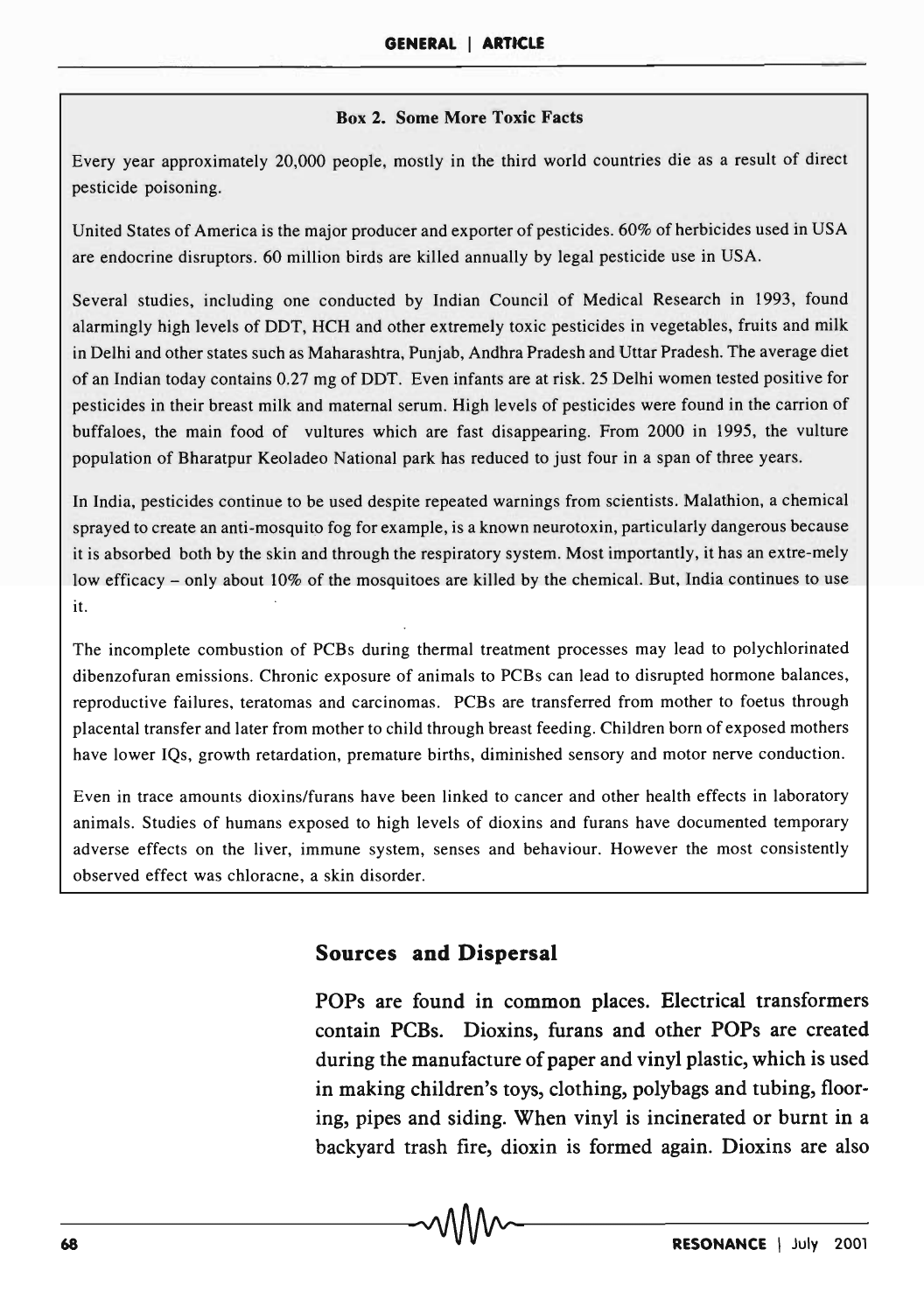**Box 2. Some More Toxic Facts**

Every year approximately 20,000 people, mostly in the third world countries die as a result of direct pesticide poisoning.

United States of America is the major producer and exporter of pesticides. 60% of herbicides used in USA are endocrine disruptors. 60 million birds are killed annually by legal pesticide use in USA.

Several studies, including one conducted by Indian Council of Medical Research in 1993, found alarmingly high levels of DDT, HCH and other extremely toxic pesticides in vegetables, fruits and milk in Delhi and other states such as Maharashtra, Punjab, Andhra Pradesh and Uttar Pradesh. The average diet of an Indian today contains 0.27 mg of DDT. Even infants are at risk. 25 Delhi women tested positive for pesticides in their breast milk and maternal serum. High levels of pesticides were found in the carrion of buffaloes, the main food of vultures which are fast disappearing. From 2000 in 1995, the vulture population of Bharatpur Keoladeo National park has reduced to just four in a span of three years.

In India, pesticides continue to be used despite repeated warnings from scientists. Malathion, a chemical sprayed to create an anti-mosquito fog for example, is a known neurotoxin, particularly dangerous because it is absorbed both by the skin and through the respiratory system. Most importantly, it has an extre-mely low efficacy – only about 10% of the mosquitoes are killed by the chemical. But, India continues to use it.

The incomplete combustion of PCBs during thermal treatment processes may lead to polychlorinated dibenzofuran emissions. Chronic exposure of animals to PCBs can lead to disrupted hormone balances, reproductive failures, teratomas and carcinomas. PCBs are transferred from mother to foetus through placental transfer and later from mother to child through breast feeding. Children born of exposed mothers have lower IQs, growth retardation, premature births, diminished sensory and motor nerve conduction.

Even in trace amounts dioxins/furans have been linked to cancer and other health effects in laboratory animals. Studies of humans exposed to high levels of dioxins and furans have documented temporary adverse effects on the liver, immune system, senses and behaviour. However the most consistently observed effect was chloracne, a skin disorder.

## Sources and Dispersal

POPs are found in common places. Electrical transformers contain PCBs. Dioxins, furans and other POPs are created during the manufacture of paper and vinyl plastic, which is used in making children's toys, clothing, polybags and tubing, flooring, pipes and siding. When vinyl is incinerated or burnt in a backyard trash fire, dioxin is formed again. Dioxins are also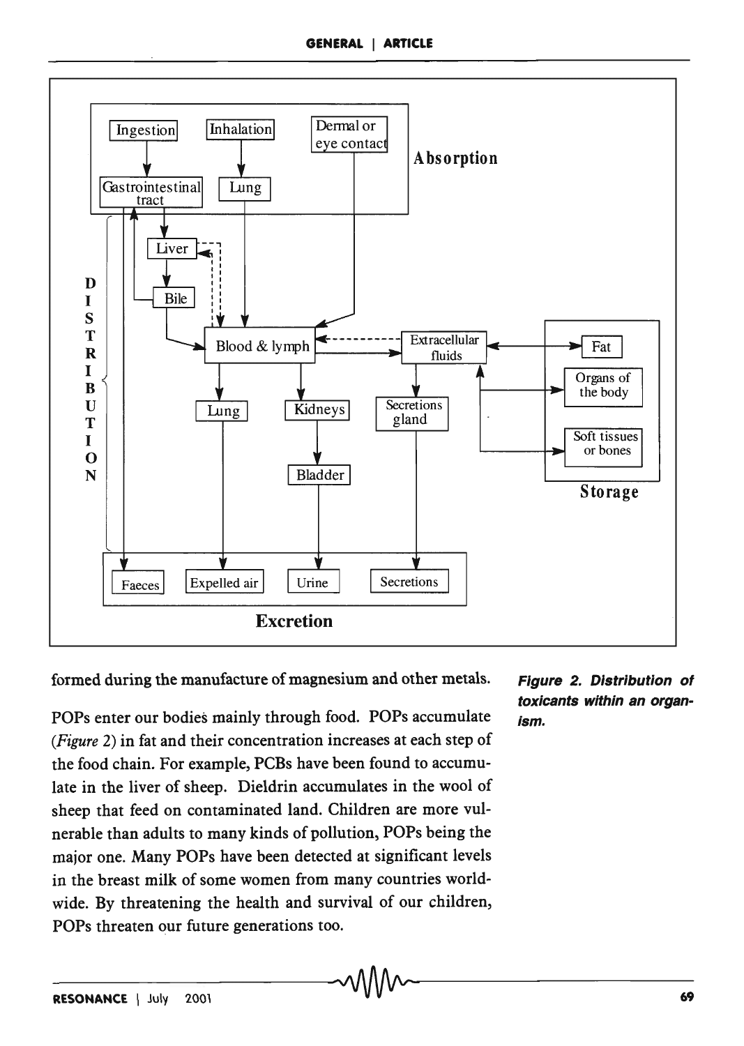formed during the manufacture of magnesium and other metals.

POPs enter our bodies mainly through food. POPs accumulate (*Figure* 2) in fat and their concentration increases at each step of the food chain. For example, PCBs have been found to accumulate in the liver of sheep. Dieldrin accumulates in the wool of sheep that feed on contaminated land. Children are more vulnerable than adults to many kinds of pollution, POPs being the major one. Many POPs have been detected at significant levels in the breast milk of some women from many countries worldwide. By threatening the health and survival of our children, POPs threaten our future generations too.

***Figure 2. Distribution of toxicants within an organism.***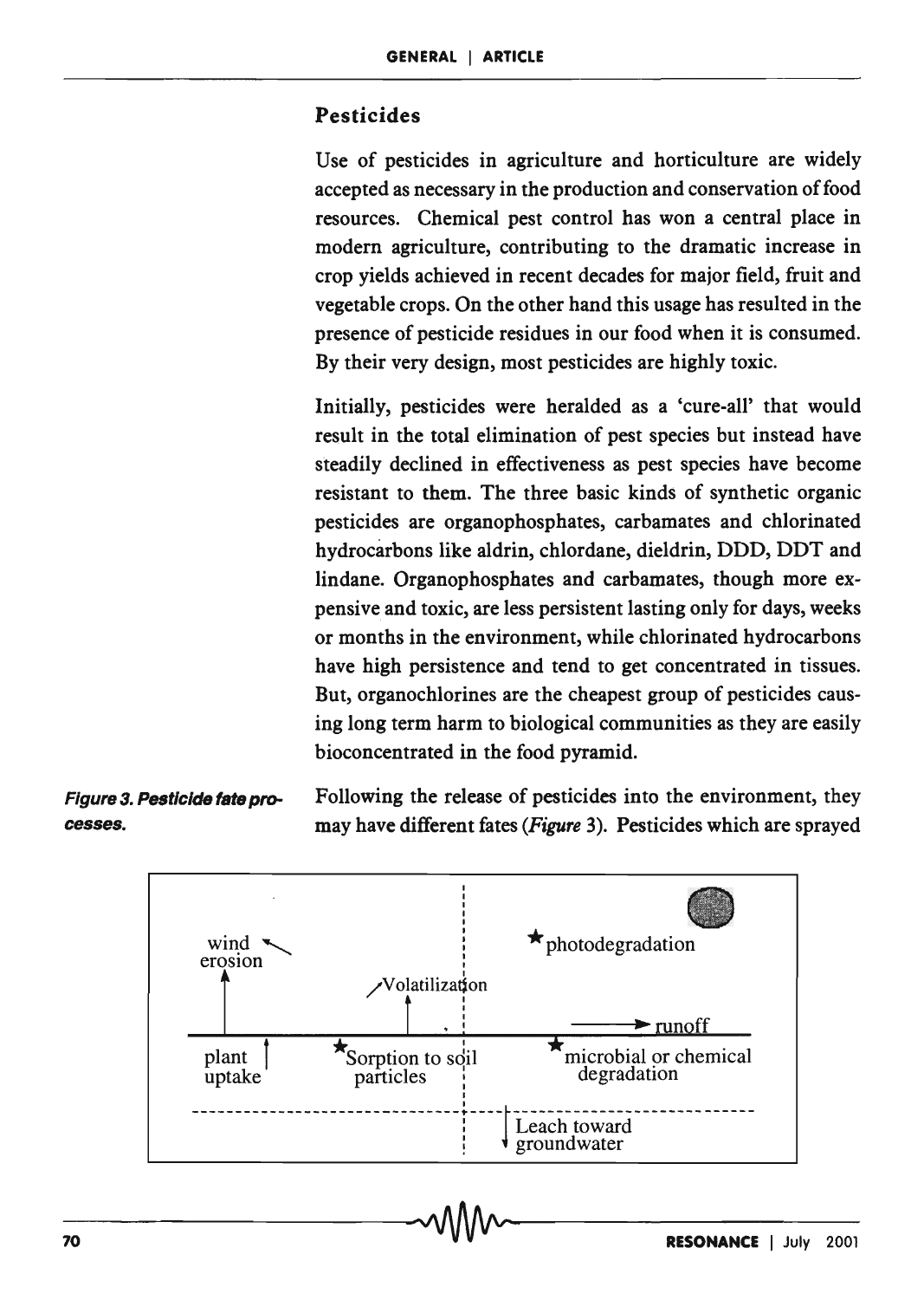## Pesticides

Use of pesticides in agriculture and horticulture are widely accepted as necessary in the production and conservation of food resources. Chemical pest control has won a central place in modern agriculture, contributing to the dramatic increase in crop yields achieved in recent decades for major field, fruit and vegetable crops. On the other hand this usage has resulted in the presence of pesticide residues in our food when it is consumed. By their very design, most pesticides are highly toxic.

Initially, pesticides were heralded as a 'cure-all' that would result in the total elimination of pest species but instead have steadily declined in effectiveness as pest species have become resistant to them. The three basic kinds of synthetic organic pesticides are organophosphates, carbamates and chlorinated hydrocarbons like aldrin, chlordane, dieldrin, DDD, DDT and lindane. Organophosphates and carbamates, though more expensive and toxic, are less persistent lasting only for days, weeks or months in the environment, while chlorinated hydrocarbons have high persistence and tend to get concentrated in tissues. But, organochlorines are the cheapest group of pesticides causing long term harm to biological communities as they are easily bioconcentrated in the food pyramid.

Following the release of pesticides into the environment, they may have different fates (*Figure* 3). Pesticides which are sprayed

*Figure 3. Pesticide fate processes.*

wind erosion | Volatilization | ★ photodegradation | runoff | plant uptake | ★ Sorption to soil particles | ★ microbial or chemical degradation | Leach toward groundwater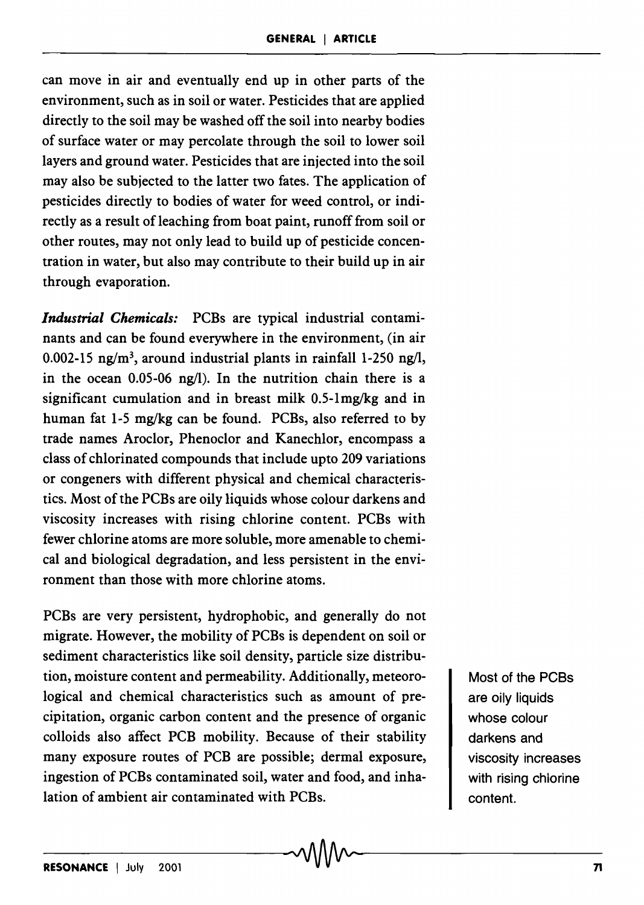can move in air and eventually end up in other parts of the environment, such as in soil or water. Pesticides that are applied directly to the soil may be washed off the soil into nearby bodies of surface water or may percolate through the soil to lower soil layers and ground water. Pesticides that are injected into the soil may also be subjected to the latter two fates. The application of pesticides directly to bodies of water for weed control, or indirectly as a result of leaching from boat paint, runoff from soil or other routes, may not only lead to build up of pesticide concentration in water, but also may contribute to their build up in air through evaporation.

***Industrial Chemicals:*** PCBs are typical industrial contaminants and can be found everywhere in the environment, (in air 0.002-15 ng/m$^3$, around industrial plants in rainfall 1-250 ng/l, in the ocean 0.05-06 ng/l). In the nutrition chain there is a significant cumulation and in breast milk 0.5-1mg/kg and in human fat 1-5 mg/kg can be found. PCBs, also referred to by trade names Aroclor, Phenoclor and Kanechlor, encompass a class of chlorinated compounds that include upto 209 variations or congeners with different physical and chemical characteristics. Most of the PCBs are oily liquids whose colour darkens and viscosity increases with rising chlorine content. PCBs with fewer chlorine atoms are more soluble, more amenable to chemical and biological degradation, and less persistent in the environment than those with more chlorine atoms.

PCBs are very persistent, hydrophobic, and generally do not migrate. However, the mobility of PCBs is dependent on soil or sediment characteristics like soil density, particle size distribution, moisture content and permeability. Additionally, meteorological and chemical characteristics such as amount of precipitation, organic carbon content and the presence of organic colloids also affect PCB mobility. Because of their stability many exposure routes of PCB are possible; dermal exposure, ingestion of PCBs contaminated soil, water and food, and inhalation of ambient air contaminated with PCBs.

Most of the PCBs are oily liquids whose colour darkens and viscosity increases with rising chlorine content.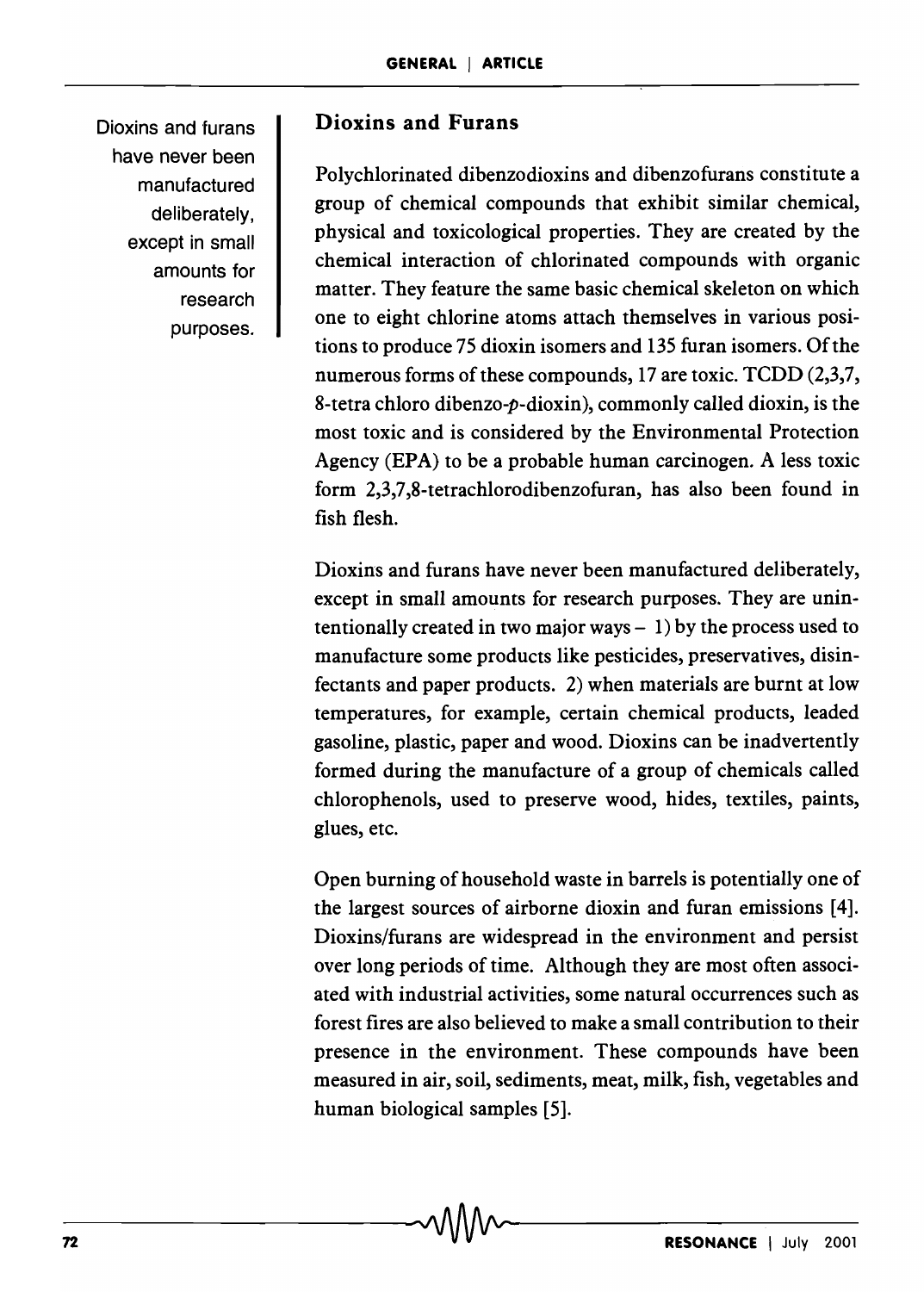Dioxins and furans have never been manufactured deliberately, except in small amounts for research purposes.

## Dioxins and Furans

Polychlorinated dibenzodioxins and dibenzofurans constitute a group of chemical compounds that exhibit similar chemical, physical and toxicological properties. They are created by the chemical interaction of chlorinated compounds with organic matter. They feature the same basic chemical skeleton on which one to eight chlorine atoms attach themselves in various positions to produce 75 dioxin isomers and 135 furan isomers. Of the numerous forms of these compounds, 17 are toxic. TCDD (2,3,7, 8-tetra chloro dibenzo-*p*-dioxin), commonly called dioxin, is the most toxic and is considered by the Environmental Protection Agency (EPA) to be a probable human carcinogen. A less toxic form 2,3,7,8-tetrachlorodibenzofuran, has also been found in fish flesh.

Dioxins and furans have never been manufactured deliberately, except in small amounts for research purposes. They are unintentionally created in two major ways – 1) by the process used to manufacture some products like pesticides, preservatives, disinfectants and paper products. 2) when materials are burnt at low temperatures, for example, certain chemical products, leaded gasoline, plastic, paper and wood. Dioxins can be inadvertently formed during the manufacture of a group of chemicals called chlorophenols, used to preserve wood, hides, textiles, paints, glues, etc.

Open burning of household waste in barrels is potentially one of the largest sources of airborne dioxin and furan emissions [4]. Dioxins/furans are widespread in the environment and persist over long periods of time. Although they are most often associated with industrial activities, some natural occurrences such as forest fires are also believed to make a small contribution to their presence in the environment. These compounds have been measured in air, soil, sediments, meat, milk, fish, vegetables and human biological samples [5].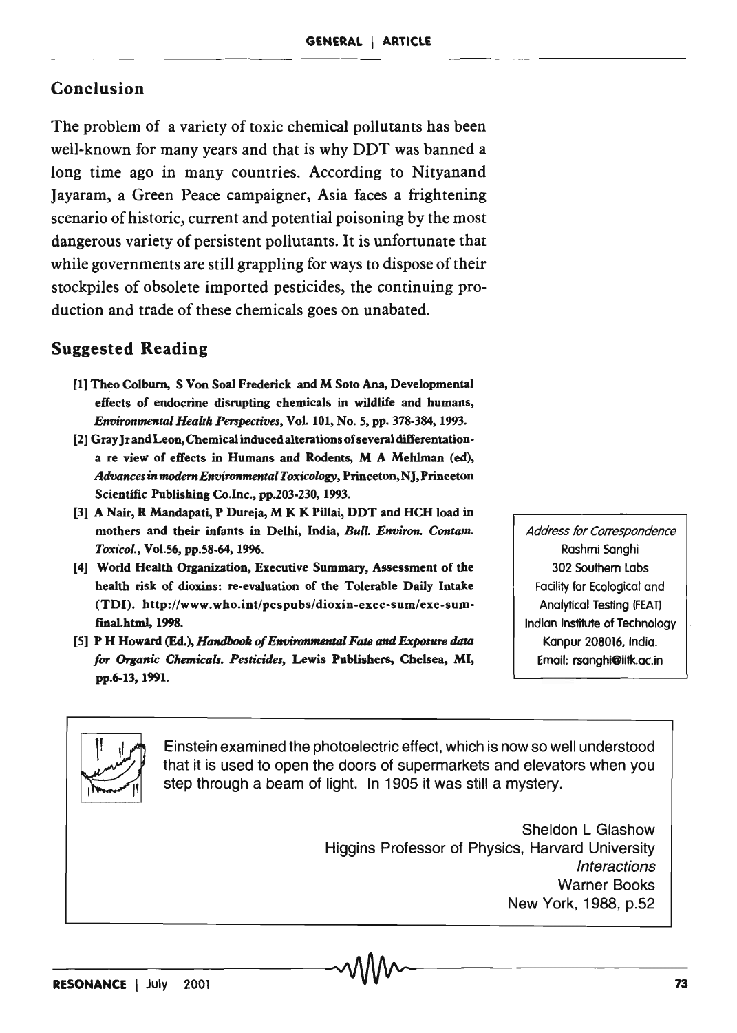## Conclusion

The problem of a variety of toxic chemical pollutants has been well-known for many years and that is why DDT was banned a long time ago in many countries. According to Nityanand Jayaram, a Green Peace campaigner, Asia faces a frightening scenario of historic, current and potential poisoning by the most dangerous variety of persistent pollutants. It is unfortunate that while governments are still grappling for ways to dispose of their stockpiles of obsolete imported pesticides, the continuing production and trade of these chemicals goes on unabated.

## Suggested Reading

**[1] Theo Colburn, S Von Soal Frederick and M Soto Ana, Developmental effects of endocrine disrupting chemicals in wildlife and humans, *Environmental Health Perspectives*, Vol. 101, No. 5, pp. 378-384, 1993.**

**[2] Gray Jr and Leon, Chemical induced alterations of several differentiation- a re view of effects in Humans and Rodents, M A Mehlman (ed), *Advances in modern Environmental Toxicology*, Princeton, NJ, Princeton Scientific Publishing Co.Inc., pp.203-230, 1993.**

**[3] A Nair, R Mandapati, P Dureja, M K K Pillai, DDT and HCH load in mothers and their infants in Delhi, India, *Bull. Environ. Contam. Toxicol.*, Vol.56, pp.58-64, 1996.**

**[4] World Health Organization, Executive Summary, Assessment of the health risk of dioxins: re-evaluation of the Tolerable Daily Intake (TDI). http://www.who.int/pcspubs/dioxin-exec-sum/exe-sum-final.html, 1998.**

**[5] P H Howard (Ed.), *Handbook of Environmental Fate and Exposure data for Organic Chemicals. Pesticides*, Lewis Publishers, Chelsea, MI, pp.6-13, 1991.**

*Address for Correspondence*
Rashmi Sanghi
302 Southern Labs
Facility for Ecological and Analytical Testing (FEAT)
Indian Institute of Technology
Kanpur 208016, India.
Email: rsanghi@iitk.ac.in

Einstein examined the photoelectric effect, which is now so well understood that it is used to open the doors of supermarkets and elevators when you step through a beam of light. In 1905 it was still a mystery.

Sheldon L Glashow
Higgins Professor of Physics, Harvard University
*Interactions*
Warner Books
New York, 1988, p.52